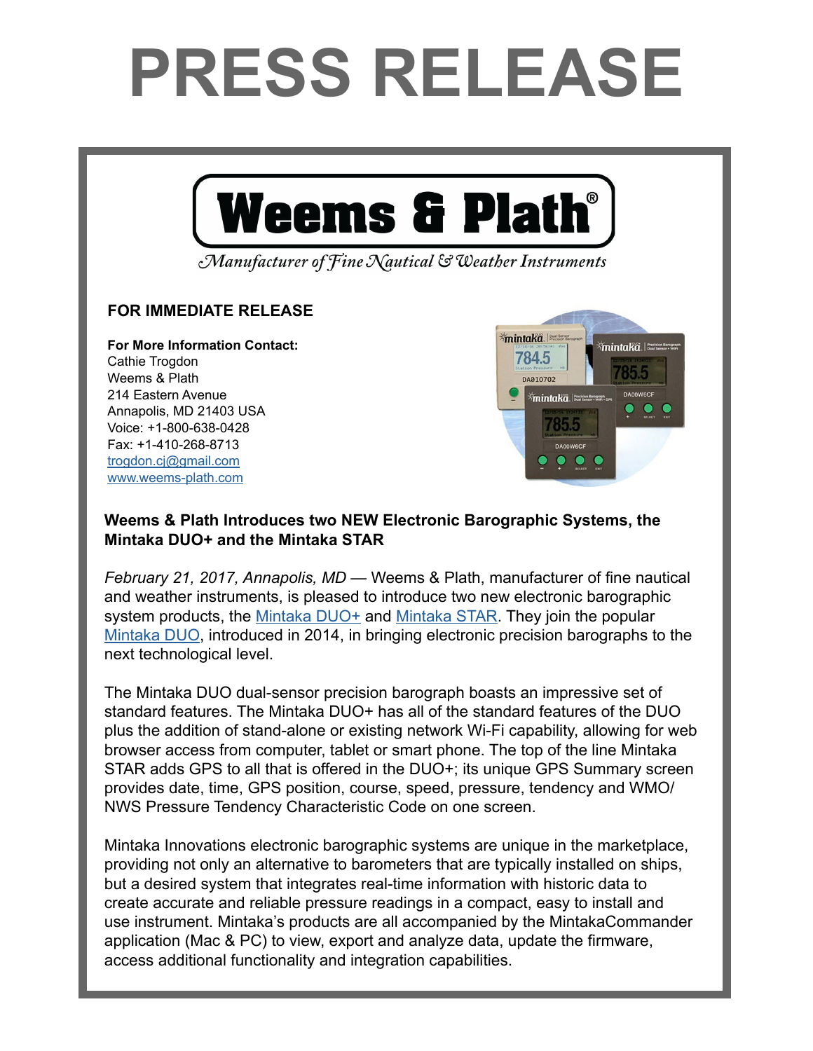# PRESS RELEASE

**Weems & Plath®**

*Manufacturer of Fine Nautical & Weather Instruments*

**FOR IMMEDIATE RELEASE**

**For More Information Contact:**
Cathie Trogdon
Weems & Plath
214 Eastern Avenue
Annapolis, MD 21403 USA
Voice: +1-800-638-0428
Fax: +1-410-268-8713
trogdon.cj@gmail.com
www.weems-plath.com

## Weems & Plath Introduces two NEW Electronic Barographic Systems, the Mintaka DUO+ and the Mintaka STAR

*February 21, 2017, Annapolis, MD* — Weems & Plath, manufacturer of fine nautical and weather instruments, is pleased to introduce two new electronic barographic system products, the Mintaka DUO+ and Mintaka STAR. They join the popular Mintaka DUO, introduced in 2014, in bringing electronic precision barographs to the next technological level.

The Mintaka DUO dual-sensor precision barograph boasts an impressive set of standard features. The Mintaka DUO+ has all of the standard features of the DUO plus the addition of stand-alone or existing network Wi-Fi capability, allowing for web browser access from computer, tablet or smart phone. The top of the line Mintaka STAR adds GPS to all that is offered in the DUO+; its unique GPS Summary screen provides date, time, GPS position, course, speed, pressure, tendency and WMO/NWS Pressure Tendency Characteristic Code on one screen.

Mintaka Innovations electronic barographic systems are unique in the marketplace, providing not only an alternative to barometers that are typically installed on ships, but a desired system that integrates real-time information with historic data to create accurate and reliable pressure readings in a compact, easy to install and use instrument. Mintaka's products are all accompanied by the MintakaCommander application (Mac & PC) to view, export and analyze data, update the firmware, access additional functionality and integration capabilities.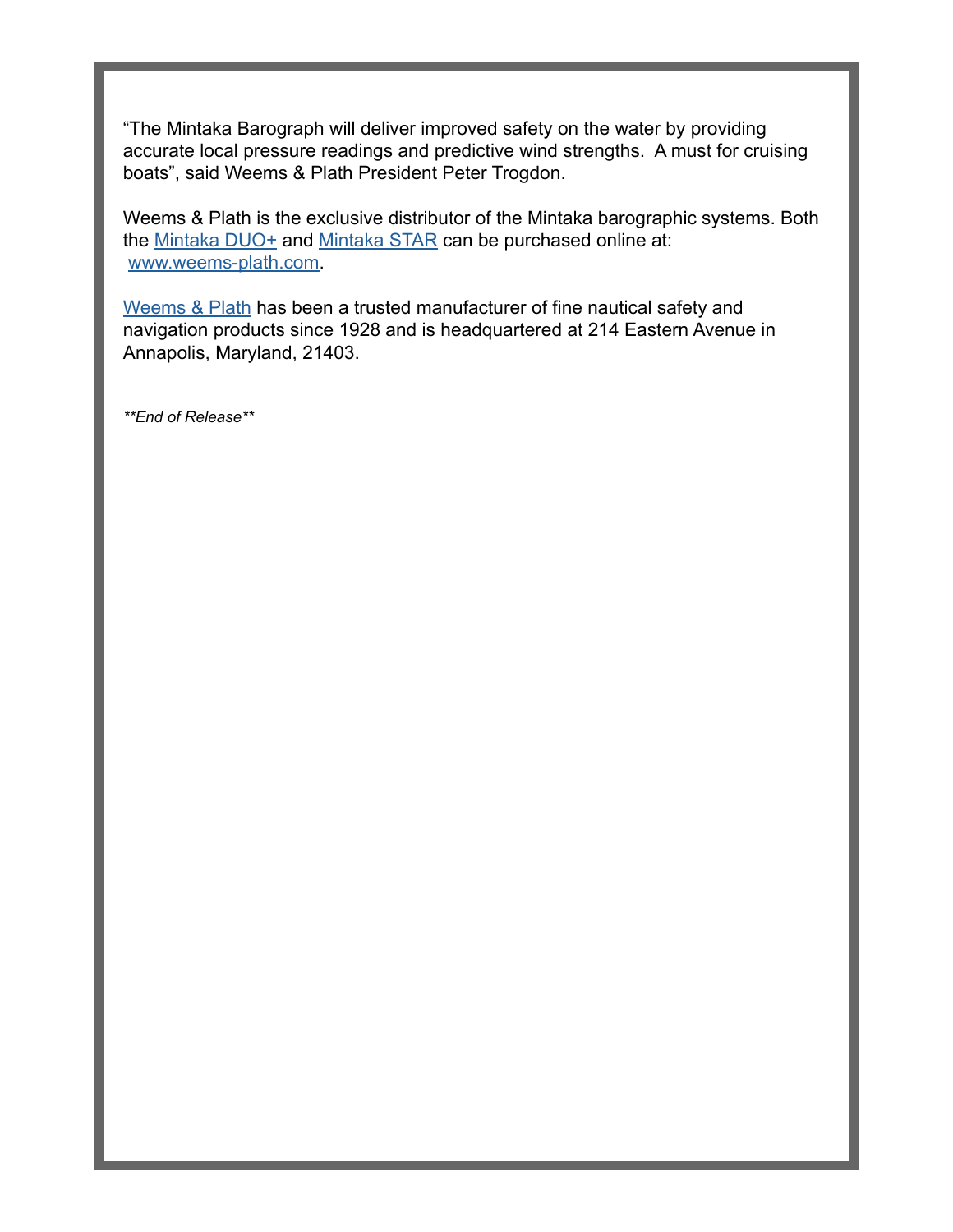"The Mintaka Barograph will deliver improved safety on the water by providing accurate local pressure readings and predictive wind strengths.  A must for cruising boats", said Weems & Plath President Peter Trogdon.

Weems & Plath is the exclusive distributor of the Mintaka barographic systems. Both the Mintaka DUO+ and Mintaka STAR can be purchased online at: www.weems-plath.com.

Weems & Plath has been a trusted manufacturer of fine nautical safety and navigation products since 1928 and is headquartered at 214 Eastern Avenue in Annapolis, Maryland, 21403.

*\*\*End of Release\*\**